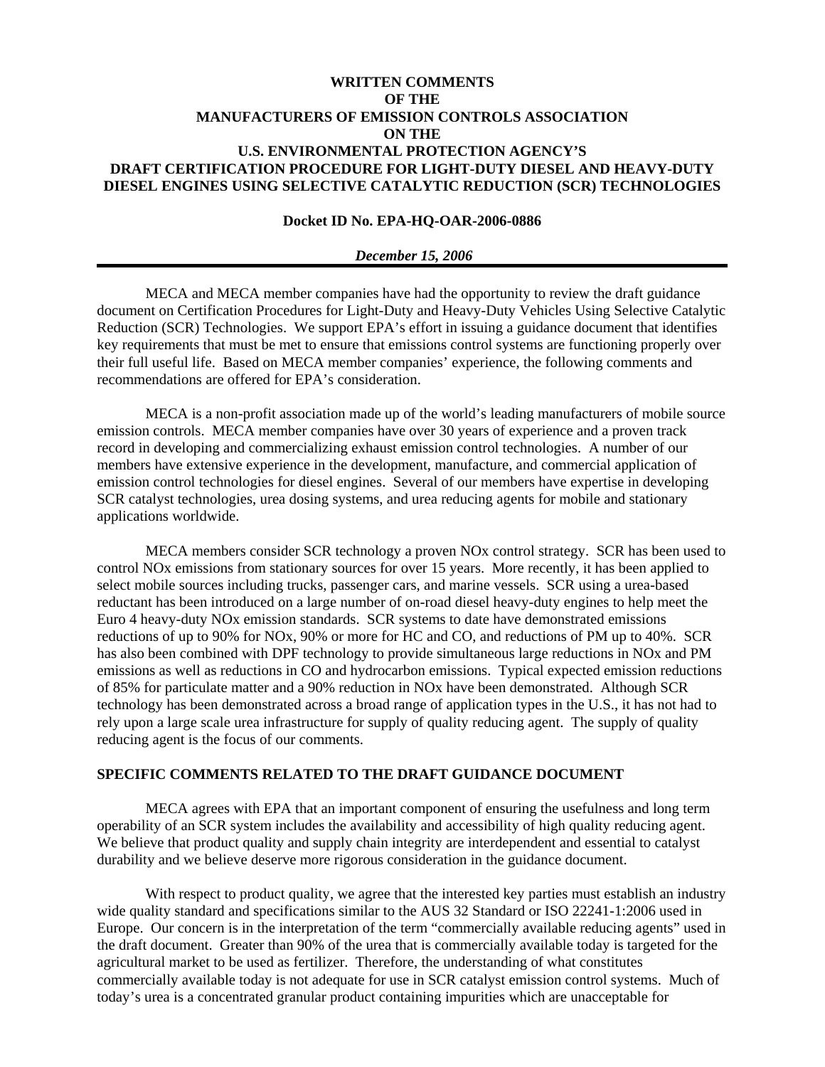# WRITTEN COMMENTS
# OF THE
# MANUFACTURERS OF EMISSION CONTROLS ASSOCIATION
# ON THE
# U.S. ENVIRONMENTAL PROTECTION AGENCY'S
# DRAFT CERTIFICATION PROCEDURE FOR LIGHT-DUTY DIESEL AND HEAVY-DUTY DIESEL ENGINES USING SELECTIVE CATALYTIC REDUCTION (SCR) TECHNOLOGIES

**Docket ID No. EPA-HQ-OAR-2006-0886**

***December 15, 2006***

---

MECA and MECA member companies have had the opportunity to review the draft guidance document on Certification Procedures for Light-Duty and Heavy-Duty Vehicles Using Selective Catalytic Reduction (SCR) Technologies. We support EPA's effort in issuing a guidance document that identifies key requirements that must be met to ensure that emissions control systems are functioning properly over their full useful life. Based on MECA member companies' experience, the following comments and recommendations are offered for EPA's consideration.

MECA is a non-profit association made up of the world's leading manufacturers of mobile source emission controls. MECA member companies have over 30 years of experience and a proven track record in developing and commercializing exhaust emission control technologies. A number of our members have extensive experience in the development, manufacture, and commercial application of emission control technologies for diesel engines. Several of our members have expertise in developing SCR catalyst technologies, urea dosing systems, and urea reducing agents for mobile and stationary applications worldwide.

MECA members consider SCR technology a proven NOx control strategy. SCR has been used to control NOx emissions from stationary sources for over 15 years. More recently, it has been applied to select mobile sources including trucks, passenger cars, and marine vessels. SCR using a urea-based reductant has been introduced on a large number of on-road diesel heavy-duty engines to help meet the Euro 4 heavy-duty NOx emission standards. SCR systems to date have demonstrated emissions reductions of up to 90% for NOx, 90% or more for HC and CO, and reductions of PM up to 40%. SCR has also been combined with DPF technology to provide simultaneous large reductions in NOx and PM emissions as well as reductions in CO and hydrocarbon emissions. Typical expected emission reductions of 85% for particulate matter and a 90% reduction in NOx have been demonstrated. Although SCR technology has been demonstrated across a broad range of application types in the U.S., it has not had to rely upon a large scale urea infrastructure for supply of quality reducing agent. The supply of quality reducing agent is the focus of our comments.

## SPECIFIC COMMENTS RELATED TO THE DRAFT GUIDANCE DOCUMENT

MECA agrees with EPA that an important component of ensuring the usefulness and long term operability of an SCR system includes the availability and accessibility of high quality reducing agent. We believe that product quality and supply chain integrity are interdependent and essential to catalyst durability and we believe deserve more rigorous consideration in the guidance document.

With respect to product quality, we agree that the interested key parties must establish an industry wide quality standard and specifications similar to the AUS 32 Standard or ISO 22241-1:2006 used in Europe. Our concern is in the interpretation of the term "commercially available reducing agents" used in the draft document. Greater than 90% of the urea that is commercially available today is targeted for the agricultural market to be used as fertilizer. Therefore, the understanding of what constitutes commercially available today is not adequate for use in SCR catalyst emission control systems. Much of today's urea is a concentrated granular product containing impurities which are unacceptable for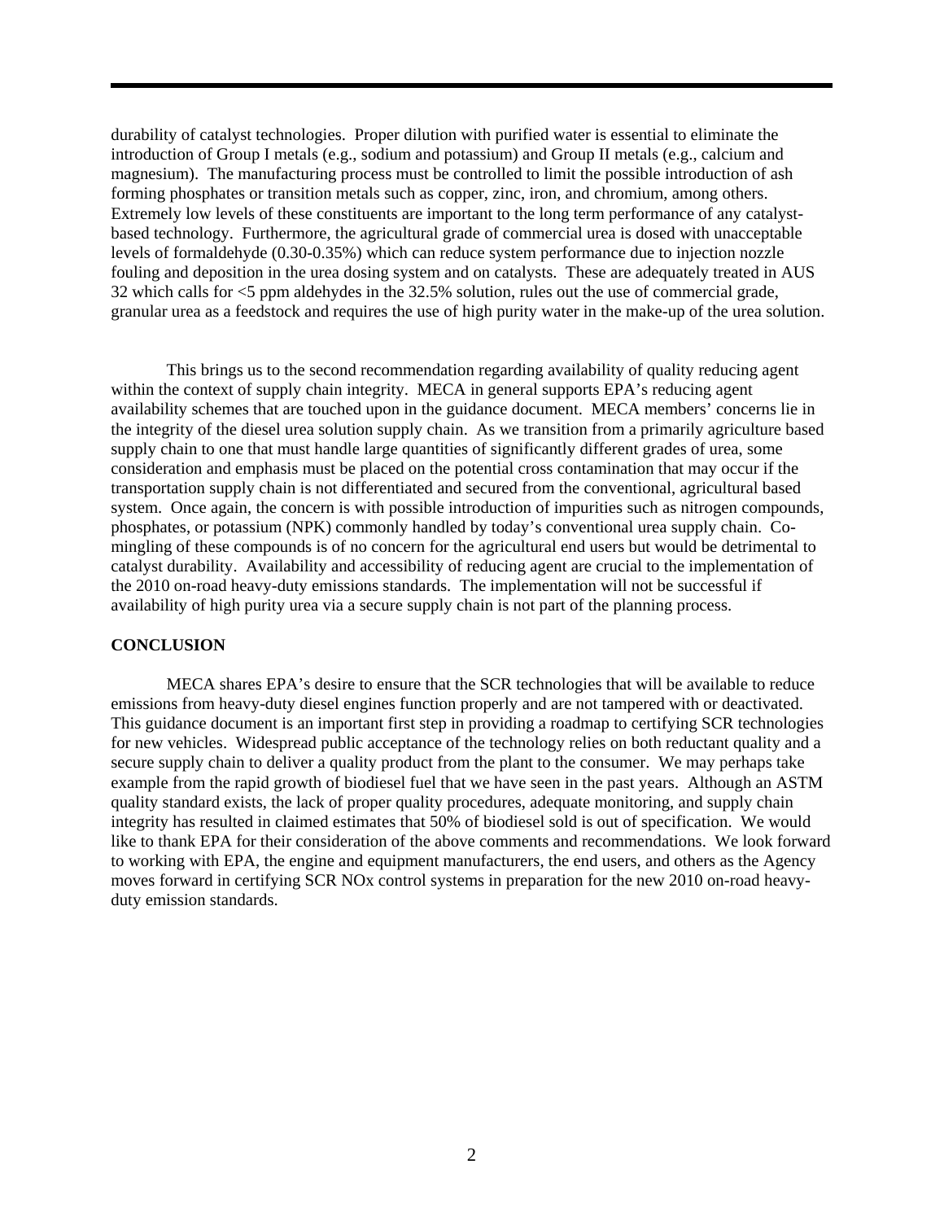durability of catalyst technologies. Proper dilution with purified water is essential to eliminate the introduction of Group I metals (e.g., sodium and potassium) and Group II metals (e.g., calcium and magnesium). The manufacturing process must be controlled to limit the possible introduction of ash forming phosphates or transition metals such as copper, zinc, iron, and chromium, among others. Extremely low levels of these constituents are important to the long term performance of any catalyst-based technology. Furthermore, the agricultural grade of commercial urea is dosed with unacceptable levels of formaldehyde (0.30-0.35%) which can reduce system performance due to injection nozzle fouling and deposition in the urea dosing system and on catalysts. These are adequately treated in AUS 32 which calls for <5 ppm aldehydes in the 32.5% solution, rules out the use of commercial grade, granular urea as a feedstock and requires the use of high purity water in the make-up of the urea solution.

This brings us to the second recommendation regarding availability of quality reducing agent within the context of supply chain integrity. MECA in general supports EPA's reducing agent availability schemes that are touched upon in the guidance document. MECA members' concerns lie in the integrity of the diesel urea solution supply chain. As we transition from a primarily agriculture based supply chain to one that must handle large quantities of significantly different grades of urea, some consideration and emphasis must be placed on the potential cross contamination that may occur if the transportation supply chain is not differentiated and secured from the conventional, agricultural based system. Once again, the concern is with possible introduction of impurities such as nitrogen compounds, phosphates, or potassium (NPK) commonly handled by today's conventional urea supply chain. Co-mingling of these compounds is of no concern for the agricultural end users but would be detrimental to catalyst durability. Availability and accessibility of reducing agent are crucial to the implementation of the 2010 on-road heavy-duty emissions standards. The implementation will not be successful if availability of high purity urea via a secure supply chain is not part of the planning process.

**CONCLUSION**

MECA shares EPA's desire to ensure that the SCR technologies that will be available to reduce emissions from heavy-duty diesel engines function properly and are not tampered with or deactivated. This guidance document is an important first step in providing a roadmap to certifying SCR technologies for new vehicles. Widespread public acceptance of the technology relies on both reductant quality and a secure supply chain to deliver a quality product from the plant to the consumer. We may perhaps take example from the rapid growth of biodiesel fuel that we have seen in the past years. Although an ASTM quality standard exists, the lack of proper quality procedures, adequate monitoring, and supply chain integrity has resulted in claimed estimates that 50% of biodiesel sold is out of specification. We would like to thank EPA for their consideration of the above comments and recommendations. We look forward to working with EPA, the engine and equipment manufacturers, the end users, and others as the Agency moves forward in certifying SCR NOx control systems in preparation for the new 2010 on-road heavy-duty emission standards.